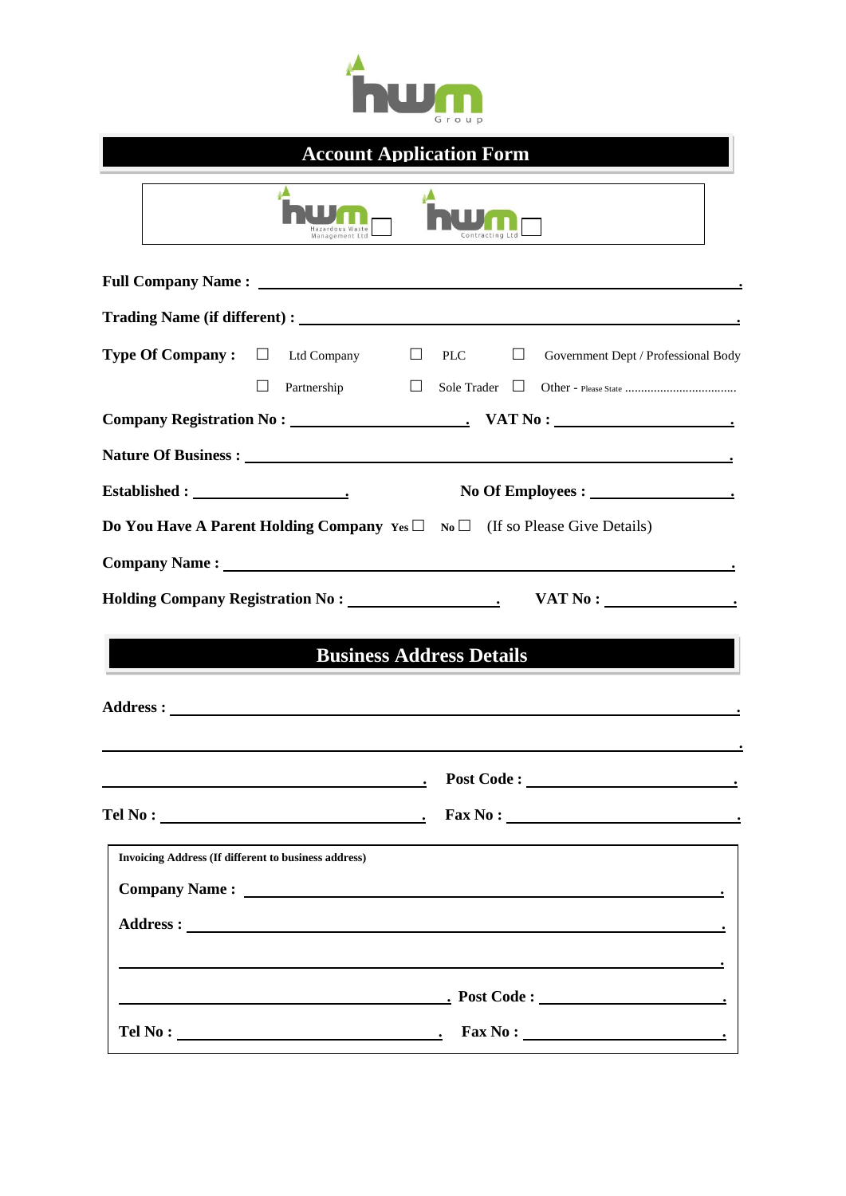hwm Group

# Account Application Form

hwm Hazardous Waste Management Ltd ☐ hwm Contracting Ltd ☐

**Full Company Name :** ____________________________________________.

**Trading Name (if different) :** ____________________________________________.

**Type Of Company :** ☐ Ltd Company ☐ PLC ☐ Government Dept / Professional Body
☐ Partnership ☐ Sole Trader ☐ Other - Please State ..................................

**Company Registration No :** ______________________. **VAT No :** ______________________.

**Nature Of Business :** ____________________________________________.

**Established :** __________________. **No Of Employees :** ________________.

**Do You Have A Parent Holding Company** Yes ☐ No ☐ (If so Please Give Details)

**Company Name :** ____________________________________________.

**Holding Company Registration No :** __________________. **VAT No :** ______________.

## Business Address Details

**Address :** ____________________________________________.

____________________________________________.

____________________________________________. **Post Code :** ______________________.

**Tel No :** ______________________________. **Fax No :** ______________________________.

**Invoicing Address (If different to business address)**

**Company Name :** ____________________________________________.

**Address :** ____________________________________________.

____________________________________________.

____________________________________________. **Post Code :** ______________________.

**Tel No :** ______________________________. **Fax No :** ______________________________.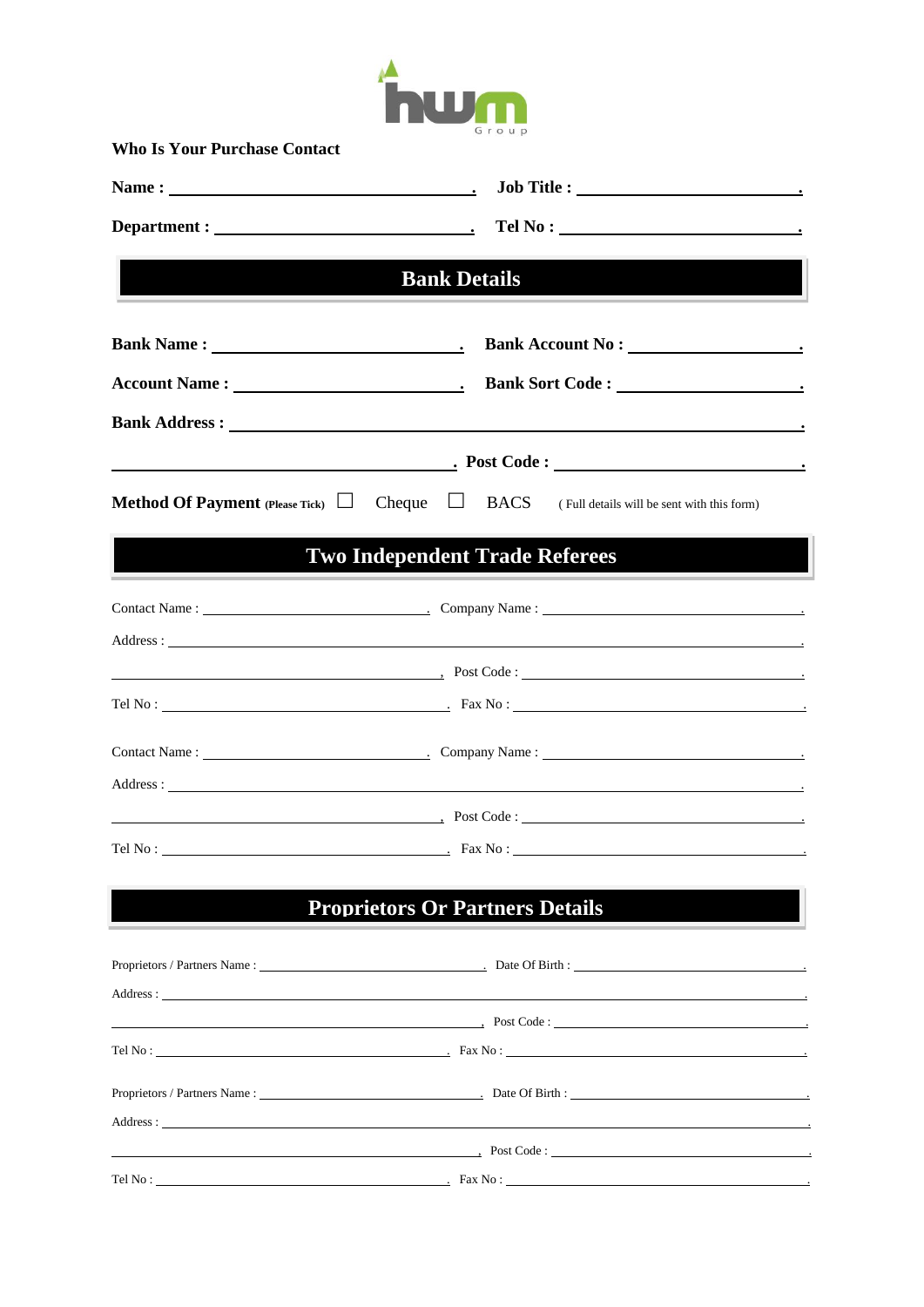**Who Is Your Purchase Contact**

**Name :** ______________________________ . **Job Title :** ______________________ .

**Department :** __________________________ . **Tel No :** ________________________ .

## Bank Details

**Bank Name :** ________________________ . **Bank Account No :** __________________ .

**Account Name :** ______________________ . **Bank Sort Code :** ___________________ .

**Bank Address :** ___________________________________________________________ .

______________________________________ . **Post Code :** _________________________ .

**Method Of Payment (Please Tick)** ☐ Cheque ☐ BACS ( Full details will be sent with this form)

## Two Independent Trade Referees

Contact Name : ____________________________ . Company Name : ____________________________ .

Address : _____________________________________________________________________ .

_________________________________________ , Post Code : ______________________________ .

Tel No : _________________________________ . Fax No : _________________________________ .

Contact Name : ____________________________ . Company Name : ____________________________ .

Address : _____________________________________________________________________ .

_________________________________________ , Post Code : ______________________________ .

Tel No : _________________________________ . Fax No : _________________________________ .

## Proprietors Or Partners Details

Proprietors / Partners Name : ____________________________ . Date Of Birth : ____________________________ .

Address : _____________________________________________________________________ .

_________________________________________ , Post Code : ______________________________ .

Tel No : _________________________________ . Fax No : _________________________________ .

Proprietors / Partners Name : ____________________________ . Date Of Birth : ____________________________ .

Address : _____________________________________________________________________ .

_________________________________________ , Post Code : ______________________________ .

Tel No : _________________________________ . Fax No : _________________________________ .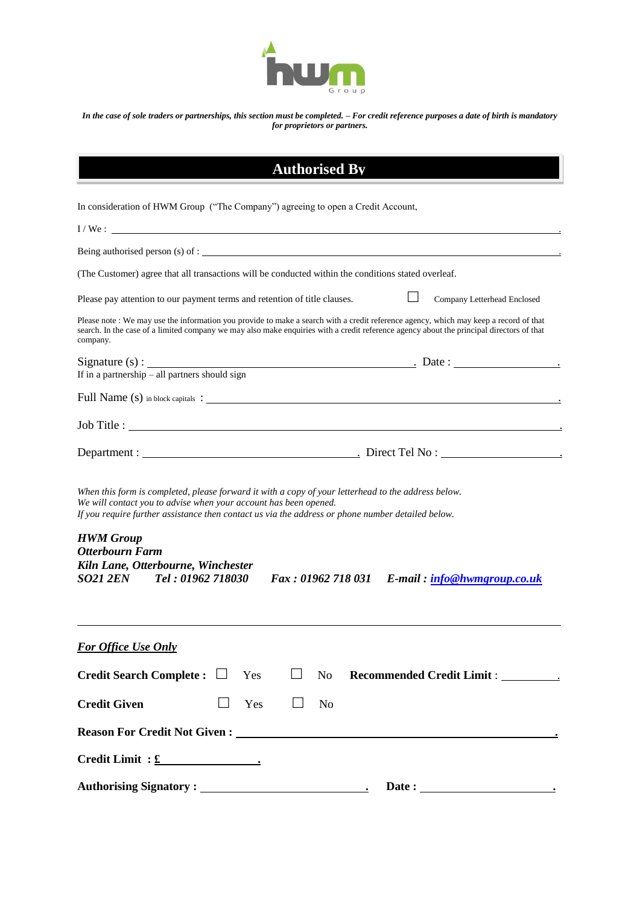*In the case of sole traders or partnerships, this section must be completed. – For credit reference purposes a date of birth is mandatory for proprietors or partners.*

## Authorised By

In consideration of HWM Group ("The Company") agreeing to open a Credit Account,

I / We : ______________________________________________.

Being authorised person (s) of : ______________________________________________.

(The Customer) agree that all transactions will be conducted within the conditions stated overleaf.

Please pay attention to our payment terms and retention of title clauses. ☐ Company Letterhead Enclosed

Please note : We may use the information you provide to make a search with a credit reference agency, which may keep a record of that search. In the case of a limited company we may also make enquiries with a credit reference agency about the principal directors of that company.

Signature (s) : ______________________________. Date : ______________.
If in a partnership – all partners should sign

Full Name (s) in block capitals : ______________________________________________.

Job Title : ______________________________________________.

Department : ______________________. Direct Tel No : ______________.

*When this form is completed, please forward it with a copy of your letterhead to the address below.*
*We will contact you to advise when your account has been opened.*
*If you require further assistance then contact us via the address or phone number detailed below.*

***HWM Group***
***Otterbourn Farm***
***Kiln Lane, Otterbourne, Winchester***
***SO21 2EN Tel : 01962 718030 Fax : 01962 718 031 E-mail : info@hwmgroup.co.uk***

---

***For Office Use Only***

**Credit Search Complete :** ☐ Yes ☐ No **Recommended Credit Limit** : __________.

**Credit Given** ☐ Yes ☐ No

**Reason For Credit Not Given :** ______________________________________________.

**Credit Limit : £** ______________.

**Authorising Signatory :** ______________________. **Date :** ______________.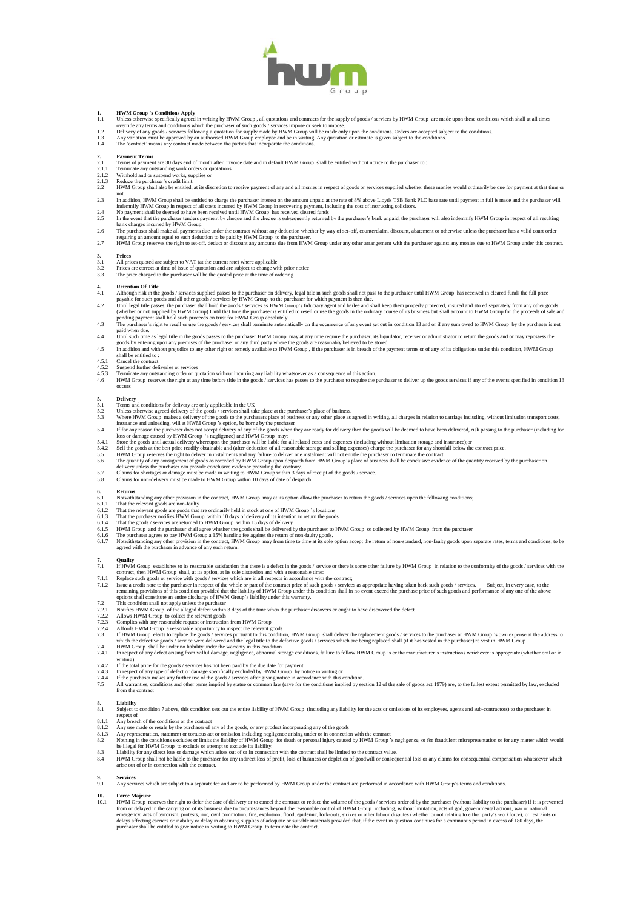**1. HWM Group 's Conditions Apply**

1.1 Unless otherwise specifically agreed in writing by HWM Group , all quotations and contracts for the supply of goods / services by HWM Group are made upon these conditions which shall at all times override any terms and conditions which the purchaser of such goods / services impose or seek to impose.

1.2 Delivery of any goods / services following a quotation for supply made by HWM Group will be made only upon the conditions. Orders are accepted subject to the conditions.

1.3 Any variation must be approved by an authorised HWM Group employee and be in writing. Any quotation or estimate is given subject to the conditions.

1.4 The 'contract' means any contract made between the parties that incorporate the conditions.

**2. Payment Terms**

2.1 Terms of payment are 30 days end of month after invoice date and in default HWM Group shall be entitled without notice to the purchaser to :

2.1.1 Terminate any outstanding work orders or quotations

2.1.2 Withhold and or suspend works, supplies or

2.1.3 Reduce the purchaser's credit limit.

2.2 HWM Group shall also be entitled, at its discretion to receive payment of any and all monies in respect of goods or services supplied whether these monies would ordinarily be due for payment at that time or not.

2.3 In addition, HWM Group shall be entitled to charge the purchaser interest on the amount unpaid at the rate of 8% above Lloyds TSB Bank PLC base rate until payment in full is made and the purchaser will indemnify HWM Group in respect of all costs incurred by HWM Group in recovering payment, including the cost of instructing solicitors.

2.4 No payment shall be deemed to have been received until HWM Group has received cleared funds

2.5 In the event that the purchaser tenders payment by cheque and the cheque is subsequently returned by the purchaser's bank unpaid, the purchaser will also indemnify HWM Group in respect of all resulting bank charges incurred by HWM Group.

2.6 The purchaser shall make all payments due under the contract without any deduction whether by way of set-off, counterclaim, discount, abatement or otherwise unless the purchaser has a valid court order requiring an amount equal to such deduction to be paid by HWM Group to the purchaser.

2.7 HWM Group reserves the right to set-off, deduct or discount any amounts due from HWM Group under any other arrangement with the purchaser against any monies due to HWM Group under this contract.

**3. Prices**

3.1 All prices quoted are subject to VAT (at the current rate) where applicable

3.2 Prices are correct at time of issue of quotation and are subject to change with prior notice

3.3 The price charged to the purchaser will be the quoted price at the time of ordering

**4. Retention Of Title**

4.1 Although risk in the goods / services supplied passes to the purchaser on delivery, legal title in such goods shall not pass to the purchaser until HWM Group has received in cleared funds the full price payable for such goods and all other goods / services by HWM Group to the purchaser for which payment is then due.

4.2 Until legal title passes, the purchaser shall hold the goods / services as HWM Group's fiduciary agent and bailee and shall keep them properly protected, insured and stored separately from any other goods (whether or not supplied by HWM Group) Until that time the purchaser is entitled to resell or use the goods in the ordinary course of its business but shall account to HWM Group for the proceeds of sale and pending payment shall hold such proceeds on trust for HWM Group absolutely.

4.3 The purchaser's right to resell or use the goods / services shall terminate automatically on the occurrence of any event set out in condition 13 and or if any sum owed to HWM Group by the purchaser is not paid when due.

4.4 Until such time as legal title in the goods passes to the purchaser HWM Group may at any time require the purchaser, its liquidator, receiver or administrator to return the goods and or may repossess the goods by entering upon any premises of the purchaser or any third party where the goods are reasonably believed to be stored.

4.5 In addition and without prejudice to any other right or remedy available to HWM Group , if the purchaser is in breach of the payment terms or of any of its obligations under this condition, HWM Group shall be entitled to :

4.5.1 Cancel the contract

4.5.2 Suspend further deliveries or services

4.5.3 Terminate any outstanding order or quotation without incurring any liability whatsoever as a consequence of this action.

4.6 HWM Group reserves the right at any time before title in the goods / services has passes to the purchaser to require the purchaser to deliver up the goods services if any of the events specified in condition 13 occurs

**5. Delivery**

5.1 Terms and conditions for delivery are only applicable in the UK

5.2 Unless otherwise agreed delivery of the goods / services shall take place at the purchaser's place of business.

5.3 Where HWM Group makes a delivery of the goods to the purchasers place of business or any other place as agreed in writing, all charges in relation to carriage including, without limitation transport costs, insurance and unloading, will at HWM Group 's option, be borne by the purchaser

5.4 If for any reason the purchaser does not accept delivery of any of the goods when they are ready for delivery then the goods will be deemed to have been delivered, risk passing to the purchaser (including for loss or damage caused by HWM Group 's negligence) and HWM Group may;

5.4.1 Store the goods until actual delivery whereupon the purchaser will be liable for all related costs and expenses (including without limitation storage and insurance);or

5.4.2 Sell the goods at the best price readily obtainable and (after deduction of all reasonable storage and selling expenses) charge the purchaser for any shortfall below the contract price.

5.5 HWM Group reserves the right to deliver in instalments and any failure to deliver one instalment will not entitle the purchaser to terminate the contract.

5.6 The quantity of any consignment of goods as recorded by HWM Group upon despatch from HWM Group's place of business shall be conclusive evidence of the quantity received by the purchaser on delivery unless the purchaser can provide conclusive evidence providing the contrary.

5.7 Claims for shortages or damage must be made in writing to HWM Group within 3 days of receipt of the goods / service.

5.8 Claims for non-delivery must be made to HWM Group within 10 days of date of despatch.

**6. Returns**

6.1 Notwithstanding any other provision in the contract, HWM Group may at its option allow the purchaser to return the goods / services upon the following conditions;

6.1.1 That the relevant goods are non-faulty

6.1.2 That the relevant goods are goods that are ordinarily held in stock at one of HWM Group 's locations

6.1.3 That the purchaser notifies HWM Group within 10 days of delivery of its intention to return the goods

6.1.4 That the goods / services are returned to HWM Group within 15 days of delivery

6.1.5 HWM Group and the purchaser shall agree whether the goods shall be delivered by the purchaser to HWM Group or collected by HWM Group from the purchaser

6.1.6 The purchaser agrees to pay HWM Group a 15% handling fee against the return of non-faulty goods.

6.1.7 Notwithstanding any other provision in the contract, HWM Group may from time to time at its sole option accept the return of non-standard, non-faulty goods upon separate rates, terms and conditions, to be agreed with the purchaser in advance of any such return.

**7. Quality**

7.1 If HWM Group establishes to its reasonable satisfaction that there is a defect in the goods / service or there is some other failure by HWM Group in relation to the conformity of the goods / services with the contract, then HWM Group shall, at its option, at its sole discretion and with a reasonable time:

7.1.1 Replace such goods or service with goods / services which are in all respects in accordance with the contract;

7.1.2 Issue a credit note to the purchaser in respect of the whole or part of the contract price of such goods / services as appropriate having taken back such goods / services. Subject, in every case, to the remaining provisions of this condition provided that the liability of HWM Group under this condition shall in no event exceed the purchase price of such goods and performance of any one of the above options shall constitute an entire discharge of HWM Group's liability under this warranty.

7.2 This condition shall not apply unless the purchaser

7.2.1 Notifies HWM Group of the alleged defect within 3 days of the time when the purchaser discovers or ought to have discovered the defect

7.2.2 Allows HWM Group to collect the relevant goods

7.2.3 Complies with any reasonable request or instruction from HWM Group

7.2.4 Affords HWM Group a reasonable opportunity to inspect the relevant goods

7.3 If HWM Group elects to replace the goods / services pursuant to this condition, HWM Group shall deliver the replacement goods / services to the purchaser at HWM Group 's own expense at the address to which the defective goods / service were delivered and the legal title to the defective goods / services which are being replaced shall (if it has vested in the purchaser) re vest in HWM Group

7.4 HWM Group shall be under no liability under the warranty in this condition

7.4.1 In respect of any defect arising from wilful damage, negligence, abnormal storage conditions, failure to follow HWM Group 's or the manufacturer's instructions whichever is appropriate (whether oral or in writing)

7.4.2 If the total price for the goods / services has not been paid by the due date for payment

7.4.3 In respect of any type of defect or damage specifically excluded by HWM Group by notice in writing or

7.4.4 If the purchaser makes any further use of the goods / services after giving notice in accordance with this condition..

7.5 All warranties, conditions and other terms implied by statue or common law (save for the conditions implied by section 12 of the sale of goods act 1979) are, to the fullest extent permitted by law, excluded from the contract

**8. Liability**

8.1 Subject to condition 7 above, this condition sets out the entire liability of HWM Group (including any liability for the acts or omissions of its employees, agents and sub-contractors) to the purchaser in respect of

8.1.1 Any breach of the conditions or the contract

8.1.2 Any use made or resale by the purchaser of any of the goods, or any product incorporating any of the goods

8.1.3 Any representation, statement or tortuous act or omission including negligence arising under or in connection with the contract

8.2 Nothing in the conditions excludes or limits the liability of HWM Group for death or personal injury caused by HWM Group 's negligence, or for fraudulent misrepresentation or for any matter which would be illegal for HWM Group to exclude or attempt to exclude its liability.

8.3 Liability for any direct loss or damage which arises out of or in connection with the contract shall be limited to the contract value.

8.4 HWM Group shall not be liable to the purchaser for any indirect loss of profit, loss of business or depletion of goodwill or consequential loss or any claims for consequential compensation whatsoever which arise out of or in connection with the contract.

**9. Services**

9.1 Any services which are subject to a separate fee and are to be performed by HWM Group under the contract are performed in accordance with HWM Group's terms and conditions.

**10. Force Majeure**

10.1 HWM Group reserves the right to defer the date of delivery or to cancel the contract or reduce the volume of the goods / services ordered by the purchaser (without liability to the purchaser) if it is prevented from or delayed in the carrying on of its business due to circumstances beyond the reasonable control of HWM Group including, without limitation, acts of god, governmental actions, war or national emergency, acts of terrorism, protests, riot, civil commotion, fire, explosion, flood, epidemic, lock-outs, strikes or other labour disputes (whether or not relating to either party's workforce), or restraints or delays affecting carriers or inability or delay in obtaining supplies of adequate or suitable materials provided that, if the event in question continues for a continuous period in excess of 180 days, the purchaser shall be entitled to give notice in writing to HWM Group to terminate the contract.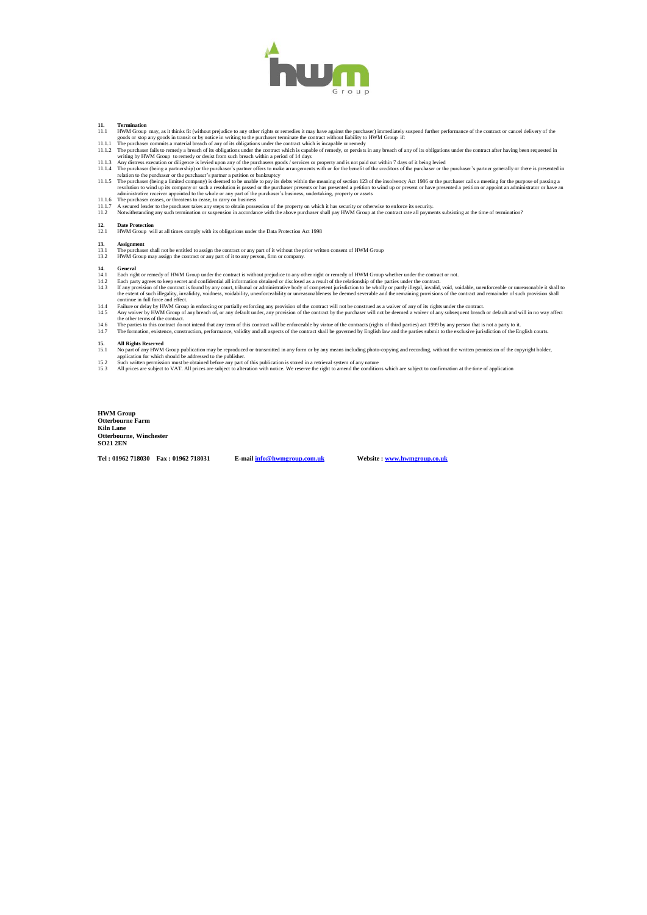## 11. Termination

11.1 HWM Group may, as it thinks fit (without prejudice to any other rights or remedies it may have against the purchaser) immediately suspend further performance of the contract or cancel delivery of the goods or stop any goods in transit or by notice in writing to the purchaser terminate the contract without liability to HWM Group if:

11.1.1 The purchaser commits a material breach of any of its obligations under the contract which is incapable or remedy

11.1.2 The purchaser fails to remedy a breach of its obligations under the contract which is capable of remedy, or persists in any breach of any of its obligations under the contract after having been requested in writing by HWM Group to remedy or desist from such breach within a period of 14 days

11.1.3 Any distress execution or diligence is levied upon any of the purchasers goods / services or property and is not paid out within 7 days of it being levied

11.1.4 The purchaser (being a partnership) or the purchaser's partner offers to make arrangements with or for the benefit of the creditors of the purchaser or the purchaser's partner generally or there is presented in relation to the purchaser or the purchaser's partner a petition or bankruptcy

11.1.5 The purchaser (being a limited company) is deemed to be unable to pay its debts within the meaning of section 123 of the insolvency Act 1986 or the purchaser calls a meeting for the purpose of passing a resolution to wind up its company or such a resolution is passed or the purchaser presents or has presented a petition to wind up or present or have presented a petition or appoint an administrator or have an administrative receiver appointed to the whole or any part of the purchaser's business, undertaking, property or assets

11.1.6 The purchaser ceases, or threatens to cease, to carry on business

11.1.7 A secured lender to the purchaser takes any steps to obtain possession of the property on which it has security or otherwise to enforce its security.

11.2 Notwithstanding any such termination or suspension in accordance with the above purchaser shall pay HWM Group at the contract rate all payments subsisting at the time of termination?

## 12. Date Protection

12.1 HWM Group will at all times comply with its obligations under the Data Protection Act 1998

## 13. Assignment

13.1 The purchaser shall not be entitled to assign the contract or any part of it without the prior written consent of HWM Group

13.2 HWM Group may assign the contract or any part of it to any person, firm or company.

## 14. General

14.1 Each right or remedy of HWM Group under the contract is without prejudice to any other right or remedy of HWM Group whether under the contract or not.

14.2 Each party agrees to keep secret and confidential all information obtained or disclosed as a result of the relationship of the parties under the contract.

14.3 If any provision of the contract is found by any court, tribunal or administrative body of competent jurisdiction to be wholly or partly illegal, invalid, void, voidable, unenforceable or unreasonable it shall to the extent of such illegality, invalidity, voidness, voidability, unenforceability or unreasonableness be deemed severable and the remaining provisions of the contract and remainder of such provision shall continue in full force and effect.

14.4 Failure or delay by HWM Group in enforcing or partially enforcing any provision of the contract will not be construed as a waiver of any of its rights under the contract.

14.5 Any waiver by HWM Group of any breach of, or any default under, any provision of the contract by the purchaser will not be deemed a waiver of any subsequent breach or default and will in no way affect the other terms of the contract.

14.6 The parties to this contract do not intend that any term of this contract will be enforceable by virtue of the contracts (rights of third parties) act 1999 by any person that is not a party to it.

14.7 The formation, existence, construction, performance, validity and all aspects of the contract shall be governed by English law and the parties submit to the exclusive jurisdiction of the English courts.

## 15. All Rights Reserved

15.1 No part of any HWM Group publication may be reproduced or transmitted in any form or by any means including photo-copying and recording, without the written permission of the copyright holder, application for which should be addressed to the publisher.

15.2 Such written permission must be obtained before any part of this publication is stored in a retrieval system of any nature

15.3 All prices are subject to VAT. All prices are subject to alteration with notice. We reserve the right to amend the conditions which are subject to confirmation at the time of application

**HWM Group**
**Otterbourne Farm**
**Kiln Lane**
**Otterbourne, Winchester**
**SO21 2EN**

**Tel : 01962 718030 Fax : 01962 718031 E-mail info@hwmgroup.com.uk Website : www.hwmgroup.co.uk**